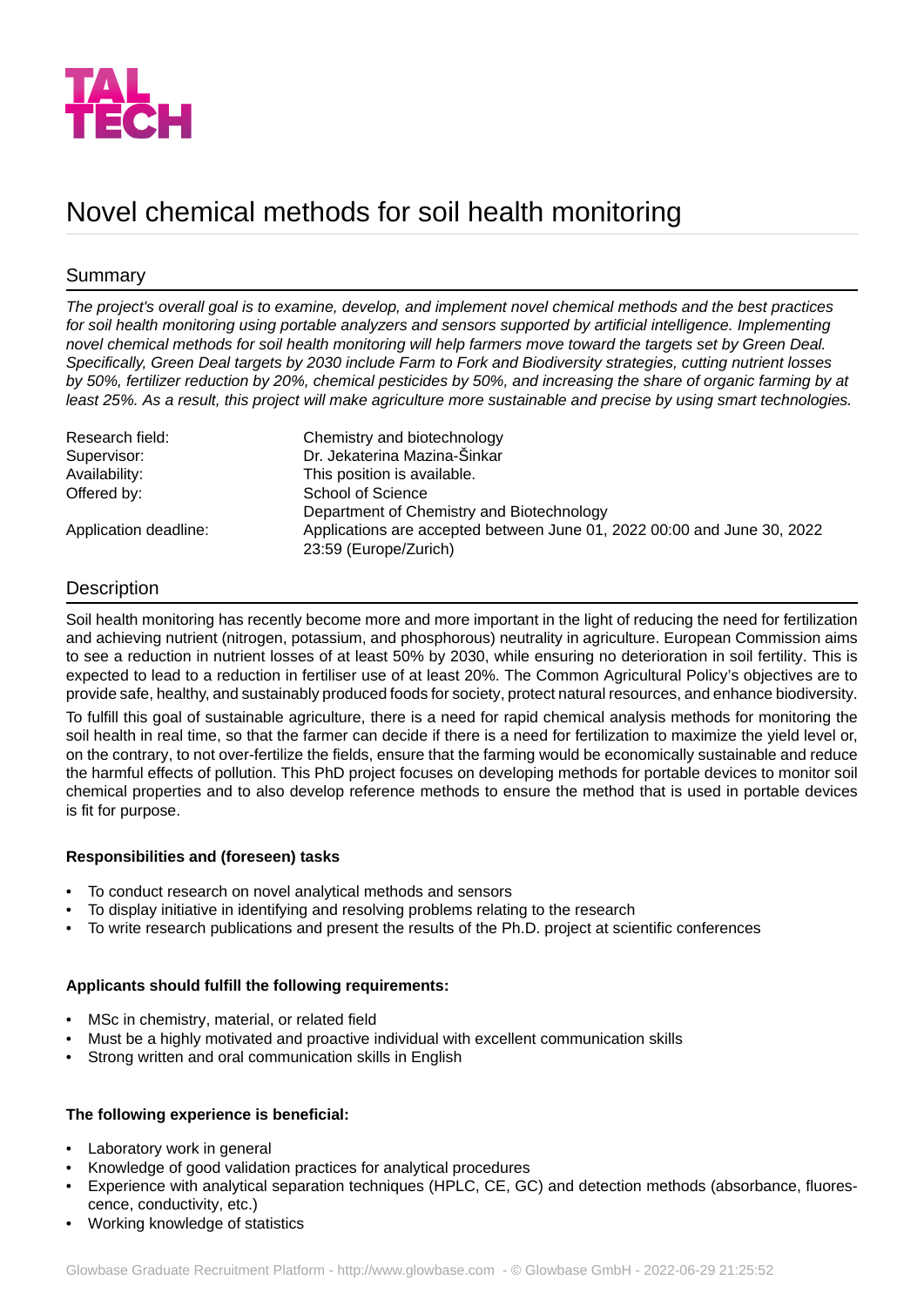# Novel chemical methods for soil health monitoring

## Summary

*The project's overall goal is to examine, develop, and implement novel chemical methods and the best practices for soil health monitoring using portable analyzers and sensors supported by artificial intelligence. Implementing novel chemical methods for soil health monitoring will help farmers move toward the targets set by Green Deal. Specifically, Green Deal targets by 2030 include Farm to Fork and Biodiversity strategies, cutting nutrient losses by 50%, fertilizer reduction by 20%, chemical pesticides by 50%, and increasing the share of organic farming by at least 25%. As a result, this project will make agriculture more sustainable and precise by using smart technologies.*

| | |
|---|---|
| Research field: | Chemistry and biotechnology |
| Supervisor: | Dr. Jekaterina Mazina-Šinkar |
| Availability: | This position is available. |
| Offered by: | School of Science<br>Department of Chemistry and Biotechnology |
| Application deadline: | Applications are accepted between June 01, 2022 00:00 and June 30, 2022 23:59 (Europe/Zurich) |

## Description

Soil health monitoring has recently become more and more important in the light of reducing the need for fertilization and achieving nutrient (nitrogen, potassium, and phosphorous) neutrality in agriculture. European Commission aims to see a reduction in nutrient losses of at least 50% by 2030, while ensuring no deterioration in soil fertility. This is expected to lead to a reduction in fertiliser use of at least 20%. The Common Agricultural Policy's objectives are to provide safe, healthy, and sustainably produced foods for society, protect natural resources, and enhance biodiversity.

To fulfill this goal of sustainable agriculture, there is a need for rapid chemical analysis methods for monitoring the soil health in real time, so that the farmer can decide if there is a need for fertilization to maximize the yield level or, on the contrary, to not over-fertilize the fields, ensure that the farming would be economically sustainable and reduce the harmful effects of pollution. This PhD project focuses on developing methods for portable devices to monitor soil chemical properties and to also develop reference methods to ensure the method that is used in portable devices is fit for purpose.

**Responsibilities and (foreseen) tasks**

- To conduct research on novel analytical methods and sensors
- To display initiative in identifying and resolving problems relating to the research
- To write research publications and present the results of the Ph.D. project at scientific conferences

**Applicants should fulfill the following requirements:**

- MSc in chemistry, material, or related field
- Must be a highly motivated and proactive individual with excellent communication skills
- Strong written and oral communication skills in English

**The following experience is beneficial:**

- Laboratory work in general
- Knowledge of good validation practices for analytical procedures
- Experience with analytical separation techniques (HPLC, CE, GC) and detection methods (absorbance, fluorescence, conductivity, etc.)
- Working knowledge of statistics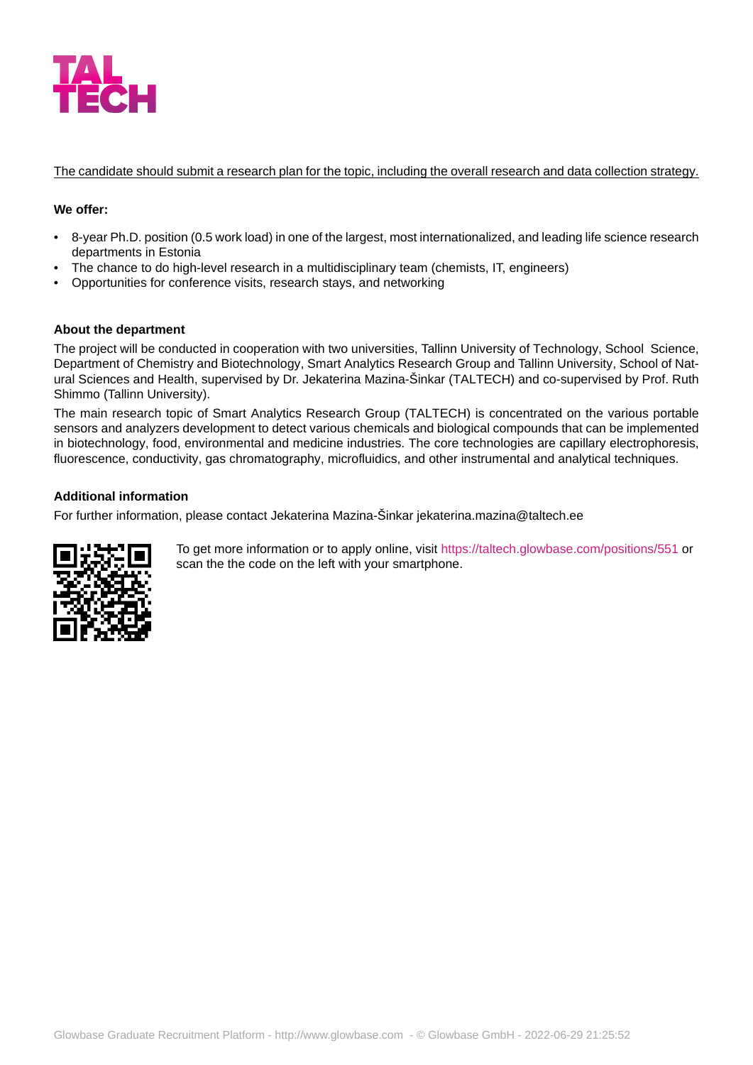The candidate should submit a research plan for the topic, including the overall research and data collection strategy.

**We offer:**

- 8-year Ph.D. position (0.5 work load) in one of the largest, most internationalized, and leading life science research departments in Estonia
- The chance to do high-level research in a multidisciplinary team (chemists, IT, engineers)
- Opportunities for conference visits, research stays, and networking

**About the department**

The project will be conducted in cooperation with two universities, Tallinn University of Technology, School Science, Department of Chemistry and Biotechnology, Smart Analytics Research Group and Tallinn University, School of Natural Sciences and Health, supervised by Dr. Jekaterina Mazina-Šinkar (TALTECH) and co-supervised by Prof. Ruth Shimmo (Tallinn University).

The main research topic of Smart Analytics Research Group (TALTECH) is concentrated on the various portable sensors and analyzers development to detect various chemicals and biological compounds that can be implemented in biotechnology, food, environmental and medicine industries. The core technologies are capillary electrophoresis, fluorescence, conductivity, gas chromatography, microfluidics, and other instrumental and analytical techniques.

**Additional information**

For further information, please contact Jekaterina Mazina-Šinkar jekaterina.mazina@taltech.ee

To get more information or to apply online, visit https://taltech.glowbase.com/positions/551 or scan the the code on the left with your smartphone.